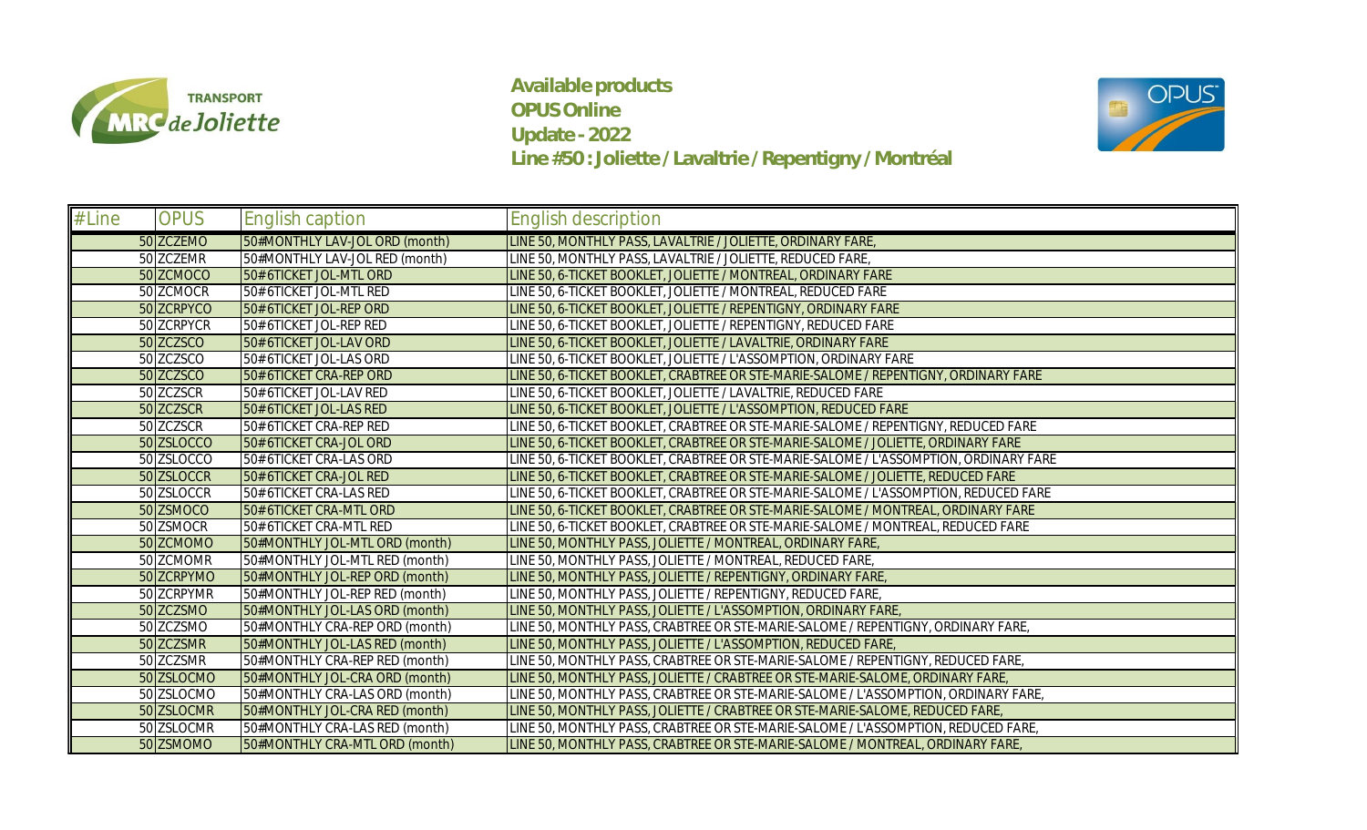**Available products**
**OPUS Online**
**Update - 2022**
**Line #50 : Joliette / Lavaltrie / Repentigny / Montréal**

| #Line | OPUS | English caption | English description |
|---|---|---|---|
| 50 | ZCZEMO | 50#MONTHLY LAV-JOL ORD (month) | LINE 50, MONTHLY PASS, LAVALTRIE / JOLIETTE, ORDINARY FARE, |
| 50 | ZCZEMR | 50#MONTHLY LAV-JOL RED (month) | LINE 50, MONTHLY PASS, LAVALTRIE / JOLIETTE, REDUCED FARE, |
| 50 | ZCMOCO | 50#6TICKET JOL-MTL ORD | LINE 50, 6-TICKET BOOKLET, JOLIETTE / MONTREAL, ORDINARY FARE |
| 50 | ZCMOCR | 50#6TICKET JOL-MTL RED | LINE 50, 6-TICKET BOOKLET, JOLIETTE / MONTREAL, REDUCED FARE |
| 50 | ZCRPYCO | 50#6TICKET JOL-REP ORD | LINE 50, 6-TICKET BOOKLET, JOLIETTE / REPENTIGNY, ORDINARY FARE |
| 50 | ZCRPYCR | 50#6TICKET JOL-REP RED | LINE 50, 6-TICKET BOOKLET, JOLIETTE / REPENTIGNY, REDUCED FARE |
| 50 | ZCZSCO | 50#6TICKET JOL-LAV ORD | LINE 50, 6-TICKET BOOKLET, JOLIETTE / LAVALTRIE, ORDINARY FARE |
| 50 | ZCZSCO | 50#6TICKET JOL-LAS ORD | LINE 50, 6-TICKET BOOKLET, JOLIETTE / L'ASSOMPTION, ORDINARY FARE |
| 50 | ZCZSCO | 50#6TICKET CRA-REP ORD | LINE 50, 6-TICKET BOOKLET, CRABTREE OR STE-MARIE-SALOME / REPENTIGNY, ORDINARY FARE |
| 50 | ZCZSCR | 50#6TICKET JOL-LAV RED | LINE 50, 6-TICKET BOOKLET, JOLIETTE / LAVALTRIE, REDUCED FARE |
| 50 | ZCZSCR | 50#6TICKET JOL-LAS RED | LINE 50, 6-TICKET BOOKLET, JOLIETTE / L'ASSOMPTION, REDUCED FARE |
| 50 | ZCZSCR | 50#6TICKET CRA-REP RED | LINE 50, 6-TICKET BOOKLET, CRABTREE OR STE-MARIE-SALOME / REPENTIGNY, REDUCED FARE |
| 50 | ZSLOCCO | 50#6TICKET CRA-JOL ORD | LINE 50, 6-TICKET BOOKLET, CRABTREE OR STE-MARIE-SALOME / JOLIETTE, ORDINARY FARE |
| 50 | ZSLOCCO | 50#6TICKET CRA-LAS ORD | LINE 50, 6-TICKET BOOKLET, CRABTREE OR STE-MARIE-SALOME / L'ASSOMPTION, ORDINARY FARE |
| 50 | ZSLOCCR | 50#6TICKET CRA-JOL RED | LINE 50, 6-TICKET BOOKLET, CRABTREE OR STE-MARIE-SALOME / JOLIETTE, REDUCED FARE |
| 50 | ZSLOCCR | 50#6TICKET CRA-LAS RED | LINE 50, 6-TICKET BOOKLET, CRABTREE OR STE-MARIE-SALOME / L'ASSOMPTION, REDUCED FARE |
| 50 | ZSMOCO | 50#6TICKET CRA-MTL ORD | LINE 50, 6-TICKET BOOKLET, CRABTREE OR STE-MARIE-SALOME / MONTREAL, ORDINARY FARE |
| 50 | ZSMOCR | 50#6TICKET CRA-MTL RED | LINE 50, 6-TICKET BOOKLET, CRABTREE OR STE-MARIE-SALOME / MONTREAL, REDUCED FARE |
| 50 | ZCMOMO | 50#MONTHLY JOL-MTL ORD (month) | LINE 50, MONTHLY PASS, JOLIETTE / MONTREAL, ORDINARY FARE, |
| 50 | ZCMOMR | 50#MONTHLY JOL-MTL RED (month) | LINE 50, MONTHLY PASS, JOLIETTE / MONTREAL, REDUCED FARE, |
| 50 | ZCRPYMO | 50#MONTHLY JOL-REP ORD (month) | LINE 50, MONTHLY PASS, JOLIETTE / REPENTIGNY, ORDINARY FARE, |
| 50 | ZCRPYMR | 50#MONTHLY JOL-REP RED (month) | LINE 50, MONTHLY PASS, JOLIETTE / REPENTIGNY, REDUCED FARE, |
| 50 | ZCZSMO | 50#MONTHLY JOL-LAS ORD (month) | LINE 50, MONTHLY PASS, JOLIETTE / L'ASSOMPTION, ORDINARY FARE, |
| 50 | ZCZSMO | 50#MONTHLY CRA-REP ORD (month) | LINE 50, MONTHLY PASS, CRABTREE OR STE-MARIE-SALOME / REPENTIGNY, ORDINARY FARE, |
| 50 | ZCZSMR | 50#MONTHLY JOL-LAS RED (month) | LINE 50, MONTHLY PASS, JOLIETTE / L'ASSOMPTION, REDUCED FARE, |
| 50 | ZCZSMR | 50#MONTHLY CRA-REP RED (month) | LINE 50, MONTHLY PASS, CRABTREE OR STE-MARIE-SALOME / REPENTIGNY, REDUCED FARE, |
| 50 | ZSLOCMO | 50#MONTHLY JOL-CRA ORD (month) | LINE 50, MONTHLY PASS, JOLIETTE / CRABTREE OR STE-MARIE-SALOME, ORDINARY FARE, |
| 50 | ZSLOCMO | 50#MONTHLY CRA-LAS ORD (month) | LINE 50, MONTHLY PASS, CRABTREE OR STE-MARIE-SALOME / L'ASSOMPTION, ORDINARY FARE, |
| 50 | ZSLOCMR | 50#MONTHLY JOL-CRA RED (month) | LINE 50, MONTHLY PASS, JOLIETTE / CRABTREE OR STE-MARIE-SALOME, REDUCED FARE, |
| 50 | ZSLOCMR | 50#MONTHLY CRA-LAS RED (month) | LINE 50, MONTHLY PASS, CRABTREE OR STE-MARIE-SALOME / L'ASSOMPTION, REDUCED FARE, |
| 50 | ZSMOMO | 50#MONTHLY CRA-MTL ORD (month) | LINE 50, MONTHLY PASS, CRABTREE OR STE-MARIE-SALOME / MONTREAL, ORDINARY FARE, |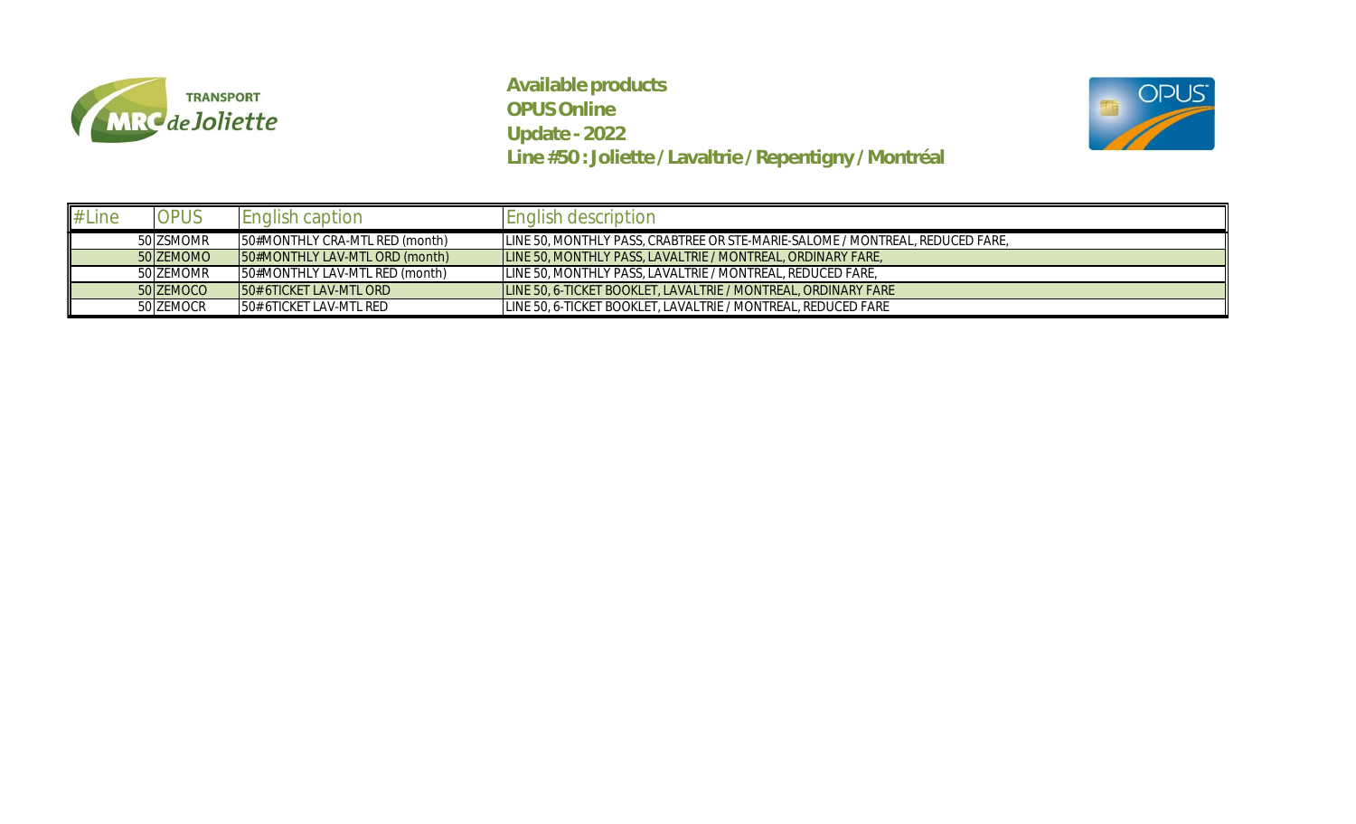**Available products**
**OPUS Online**
**Update - 2022**
**Line #50 : Joliette / Lavaltrie / Repentigny / Montréal**

| #Line | OPUS | English caption | English description |
|---|---|---|---|
| 50 | ZSMOMR | 50#MONTHLY CRA-MTL RED (month) | LINE 50, MONTHLY PASS, CRABTREE OR STE-MARIE-SALOME / MONTREAL, REDUCED FARE, |
| 50 | ZEMOMO | 50#MONTHLY LAV-MTL ORD (month) | LINE 50, MONTHLY PASS, LAVALTRIE / MONTREAL, ORDINARY FARE, |
| 50 | ZEMOMR | 50#MONTHLY LAV-MTL RED (month) | LINE 50, MONTHLY PASS, LAVALTRIE / MONTREAL, REDUCED FARE, |
| 50 | ZEMOCO | 50# 6TICKET LAV-MTL ORD | LINE 50, 6-TICKET BOOKLET, LAVALTRIE / MONTREAL, ORDINARY FARE |
| 50 | ZEMOCR | 50# 6TICKET LAV-MTL RED | LINE 50, 6-TICKET BOOKLET, LAVALTRIE / MONTREAL, REDUCED FARE |